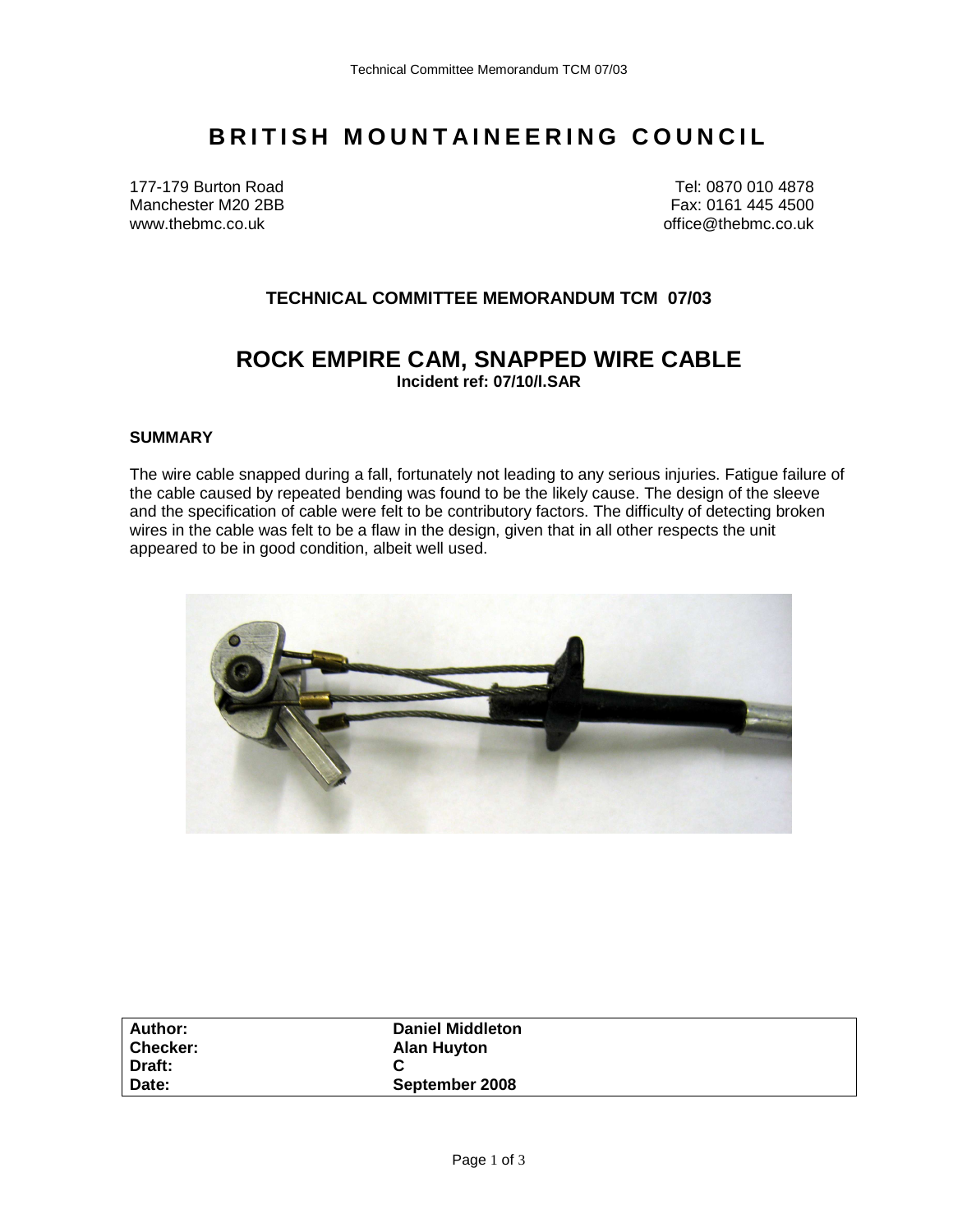# BRITISH MOUNTAINEERING COUNCIL

177-179 Burton Road
Manchester M20 2BB
www.thebmc.co.uk

Tel: 0870 010 4878
Fax: 0161 445 4500
office@thebmc.co.uk

### TECHNICAL COMMITTEE MEMORANDUM TCM 07/03

## ROCK EMPIRE CAM, SNAPPED WIRE CABLE

**Incident ref: 07/10/I.SAR**

### SUMMARY

The wire cable snapped during a fall, fortunately not leading to any serious injuries. Fatigue failure of the cable caused by repeated bending was found to be the likely cause. The design of the sleeve and the specification of cable were felt to be contributory factors. The difficulty of detecting broken wires in the cable was felt to be a flaw in the design, given that in all other respects the unit appeared to be in good condition, albeit well used.

| | |
|---|---|
| **Author:** | **Daniel Middleton** |
| **Checker:** | **Alan Huyton** |
| **Draft:** | **C** |
| **Date:** | **September 2008** |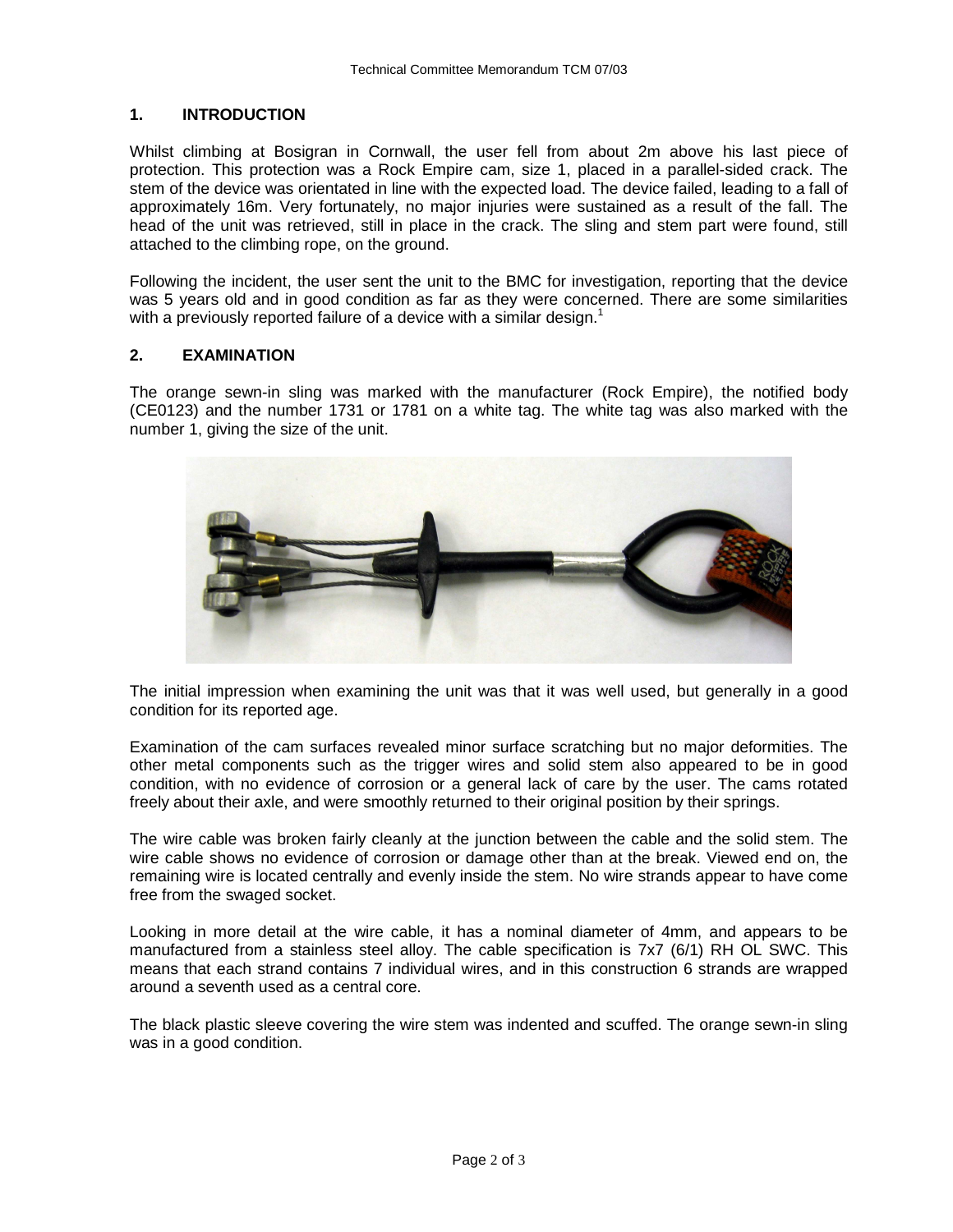## 1. INTRODUCTION

Whilst climbing at Bosigran in Cornwall, the user fell from about 2m above his last piece of protection. This protection was a Rock Empire cam, size 1, placed in a parallel-sided crack. The stem of the device was orientated in line with the expected load. The device failed, leading to a fall of approximately 16m. Very fortunately, no major injuries were sustained as a result of the fall. The head of the unit was retrieved, still in place in the crack. The sling and stem part were found, still attached to the climbing rope, on the ground.

Following the incident, the user sent the unit to the BMC for investigation, reporting that the device was 5 years old and in good condition as far as they were concerned. There are some similarities with a previously reported failure of a device with a similar design.[1]

## 2. EXAMINATION

The orange sewn-in sling was marked with the manufacturer (Rock Empire), the notified body (CE0123) and the number 1731 or 1781 on a white tag. The white tag was also marked with the number 1, giving the size of the unit.

The initial impression when examining the unit was that it was well used, but generally in a good condition for its reported age.

Examination of the cam surfaces revealed minor surface scratching but no major deformities. The other metal components such as the trigger wires and solid stem also appeared to be in good condition, with no evidence of corrosion or a general lack of care by the user. The cams rotated freely about their axle, and were smoothly returned to their original position by their springs.

The wire cable was broken fairly cleanly at the junction between the cable and the solid stem. The wire cable shows no evidence of corrosion or damage other than at the break. Viewed end on, the remaining wire is located centrally and evenly inside the stem. No wire strands appear to have come free from the swaged socket.

Looking in more detail at the wire cable, it has a nominal diameter of 4mm, and appears to be manufactured from a stainless steel alloy. The cable specification is 7x7 (6/1) RH OL SWC. This means that each strand contains 7 individual wires, and in this construction 6 strands are wrapped around a seventh used as a central core.

The black plastic sleeve covering the wire stem was indented and scuffed. The orange sewn-in sling was in a good condition.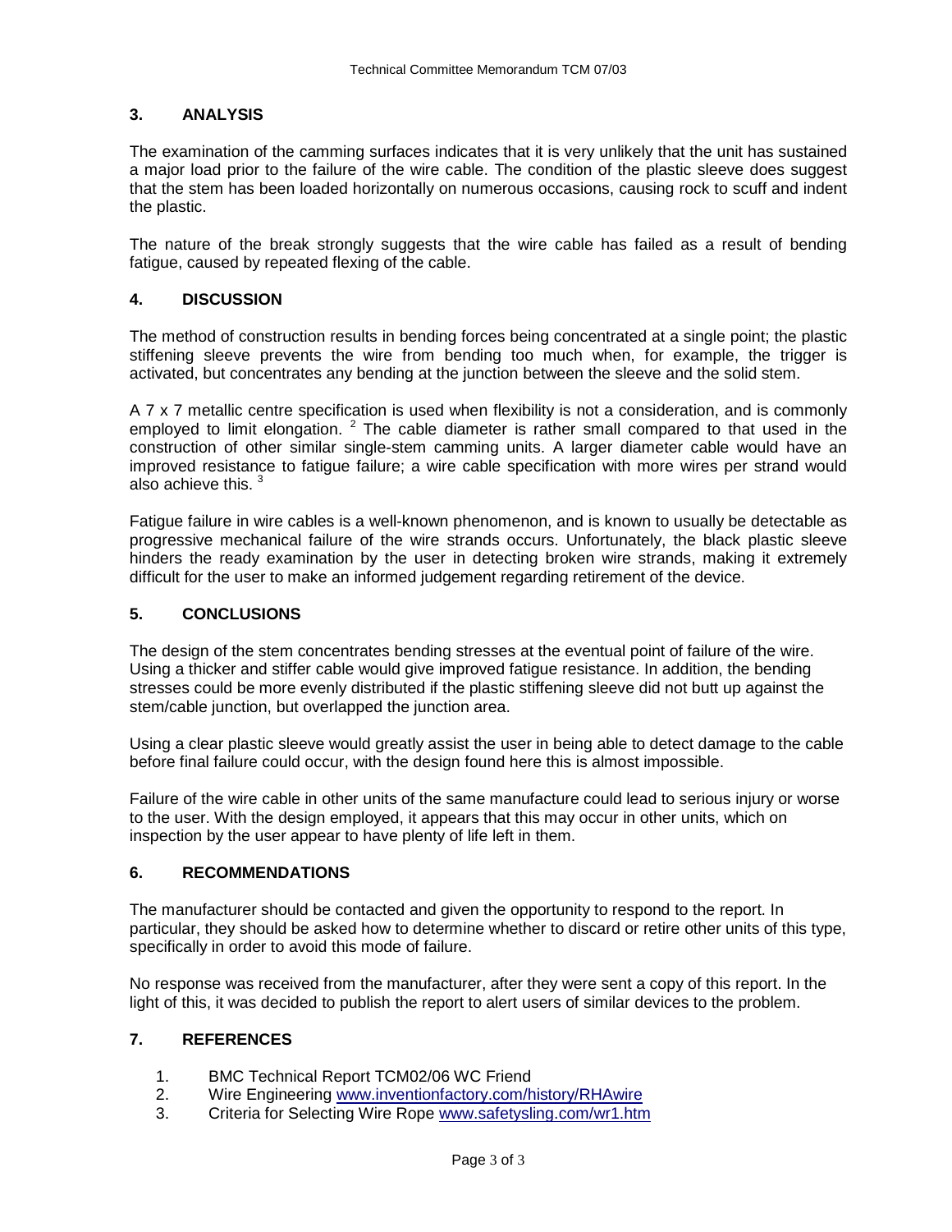## 3. ANALYSIS

The examination of the camming surfaces indicates that it is very unlikely that the unit has sustained a major load prior to the failure of the wire cable. The condition of the plastic sleeve does suggest that the stem has been loaded horizontally on numerous occasions, causing rock to scuff and indent the plastic.

The nature of the break strongly suggests that the wire cable has failed as a result of bending fatigue, caused by repeated flexing of the cable.

## 4. DISCUSSION

The method of construction results in bending forces being concentrated at a single point; the plastic stiffening sleeve prevents the wire from bending too much when, for example, the trigger is activated, but concentrates any bending at the junction between the sleeve and the solid stem.

A 7 x 7 metallic centre specification is used when flexibility is not a consideration, and is commonly employed to limit elongation. [2] The cable diameter is rather small compared to that used in the construction of other similar single-stem camming units. A larger diameter cable would have an improved resistance to fatigue failure; a wire cable specification with more wires per strand would also achieve this. [3]

Fatigue failure in wire cables is a well-known phenomenon, and is known to usually be detectable as progressive mechanical failure of the wire strands occurs. Unfortunately, the black plastic sleeve hinders the ready examination by the user in detecting broken wire strands, making it extremely difficult for the user to make an informed judgement regarding retirement of the device.

## 5. CONCLUSIONS

The design of the stem concentrates bending stresses at the eventual point of failure of the wire. Using a thicker and stiffer cable would give improved fatigue resistance. In addition, the bending stresses could be more evenly distributed if the plastic stiffening sleeve did not butt up against the stem/cable junction, but overlapped the junction area.

Using a clear plastic sleeve would greatly assist the user in being able to detect damage to the cable before final failure could occur, with the design found here this is almost impossible.

Failure of the wire cable in other units of the same manufacture could lead to serious injury or worse to the user. With the design employed, it appears that this may occur in other units, which on inspection by the user appear to have plenty of life left in them.

## 6. RECOMMENDATIONS

The manufacturer should be contacted and given the opportunity to respond to the report. In particular, they should be asked how to determine whether to discard or retire other units of this type, specifically in order to avoid this mode of failure.

No response was received from the manufacturer, after they were sent a copy of this report. In the light of this, it was decided to publish the report to alert users of similar devices to the problem.

## 7. REFERENCES

1. BMC Technical Report TCM02/06 WC Friend
2. Wire Engineering www.inventionfactory.com/history/RHAwire
3. Criteria for Selecting Wire Rope www.safetysling.com/wr1.htm